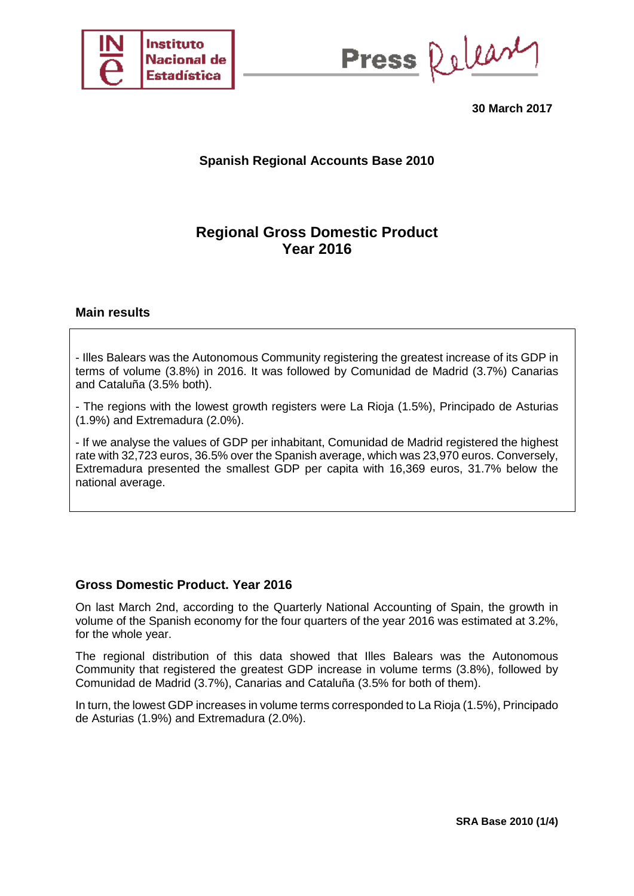**30 March 2017**

**Spanish Regional Accounts Base 2010**

# Regional Gross Domestic Product
# Year 2016

## Main results

- Illes Balears was the Autonomous Community registering the greatest increase of its GDP in terms of volume (3.8%) in 2016. It was followed by Comunidad de Madrid (3.7%) Canarias and Cataluña (3.5% both).

- The regions with the lowest growth registers were La Rioja (1.5%), Principado de Asturias (1.9%) and Extremadura (2.0%).

- If we analyse the values of GDP per inhabitant, Comunidad de Madrid registered the highest rate with 32,723 euros, 36.5% over the Spanish average, which was 23,970 euros. Conversely, Extremadura presented the smallest GDP per capita with 16,369 euros, 31.7% below the national average.

## Gross Domestic Product. Year 2016

On last March 2nd, according to the Quarterly National Accounting of Spain, the growth in volume of the Spanish economy for the four quarters of the year 2016 was estimated at 3.2%, for the whole year.

The regional distribution of this data showed that Illes Balears was the Autonomous Community that registered the greatest GDP increase in volume terms (3.8%), followed by Comunidad de Madrid (3.7%), Canarias and Cataluña (3.5% for both of them).

In turn, the lowest GDP increases in volume terms corresponded to La Rioja (1.5%), Principado de Asturias (1.9%) and Extremadura (2.0%).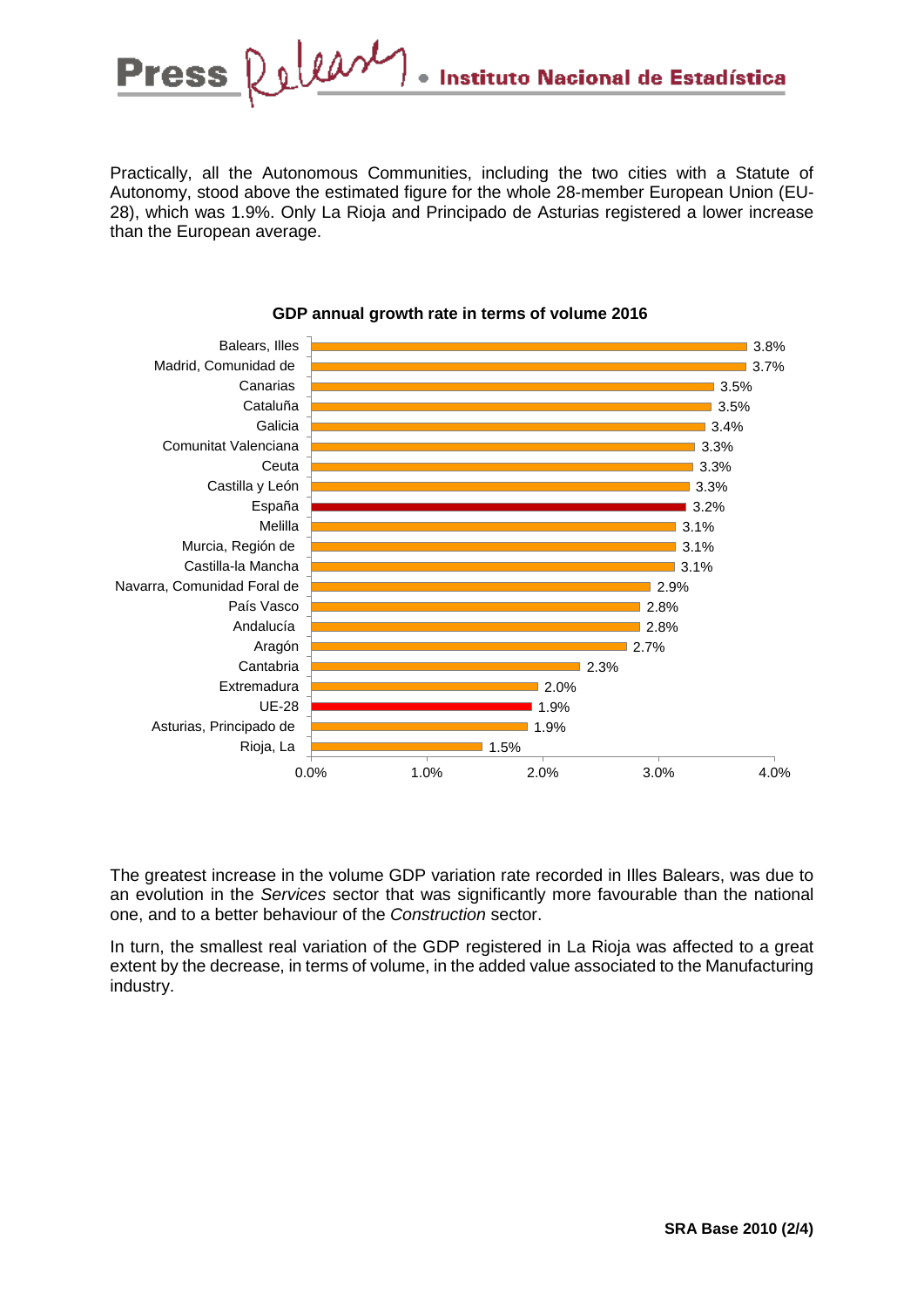Practically, all the Autonomous Communities, including the two cities with a Statute of Autonomy, stood above the estimated figure for the whole 28-member European Union (EU-28), which was 1.9%. Only La Rioja and Principado de Asturias registered a lower increase than the European average.

**GDP annual growth rate in terms of volume 2016**

| | |
|---|---|
| Balears, Illes | 3.8% |
| Madrid, Comunidad de | 3.7% |
| Canarias | 3.5% |
| Cataluña | 3.5% |
| Galicia | 3.4% |
| Comunitat Valenciana | 3.3% |
| Ceuta | 3.3% |
| Castilla y León | 3.3% |
| España | 3.2% |
| Melilla | 3.1% |
| Murcia, Región de | 3.1% |
| Castilla-la Mancha | 3.1% |
| Navarra, Comunidad Foral de | 2.9% |
| País Vasco | 2.8% |
| Andalucía | 2.8% |
| Aragón | 2.7% |
| Cantabria | 2.3% |
| Extremadura | 2.0% |
| UE-28 | 1.9% |
| Asturias, Principado de | 1.9% |
| Rioja, La | 1.5% |

The greatest increase in the volume GDP variation rate recorded in Illes Balears, was due to an evolution in the *Services* sector that was significantly more favourable than the national one, and to a better behaviour of the *Construction* sector.

In turn, the smallest real variation of the GDP registered in La Rioja was affected to a great extent by the decrease, in terms of volume, in the added value associated to the Manufacturing industry.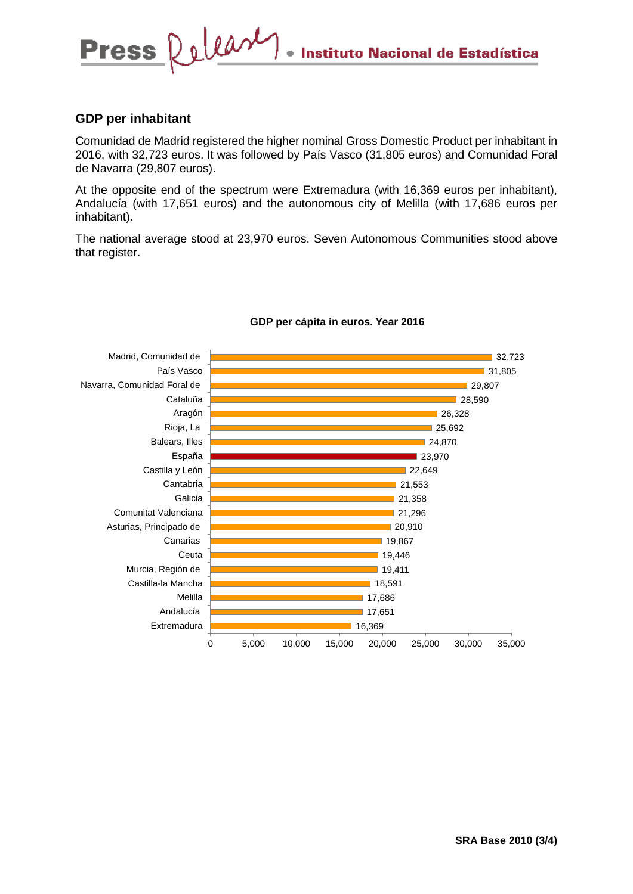## GDP per inhabitant

Comunidad de Madrid registered the higher nominal Gross Domestic Product per inhabitant in 2016, with 32,723 euros. It was followed by País Vasco (31,805 euros) and Comunidad Foral de Navarra (29,807 euros).

At the opposite end of the spectrum were Extremadura (with 16,369 euros per inhabitant), Andalucía (with 17,651 euros) and the autonomous city of Melilla (with 17,686 euros per inhabitant).

The national average stood at 23,970 euros. Seven Autonomous Communities stood above that register.

**GDP per cápita in euros. Year 2016**

| Region | GDP per cápita (euros) |
|---|---|
| Madrid, Comunidad de | 32,723 |
| País Vasco | 31,805 |
| Navarra, Comunidad Foral de | 29,807 |
| Cataluña | 28,590 |
| Aragón | 26,328 |
| Rioja, La | 25,692 |
| Balears, Illes | 24,870 |
| España | 23,970 |
| Castilla y León | 22,649 |
| Cantabria | 21,553 |
| Galicia | 21,358 |
| Comunitat Valenciana | 21,296 |
| Asturias, Principado de | 20,910 |
| Canarias | 19,867 |
| Ceuta | 19,446 |
| Murcia, Región de | 19,411 |
| Castilla-la Mancha | 18,591 |
| Melilla | 17,686 |
| Andalucía | 17,651 |
| Extremadura | 16,369 |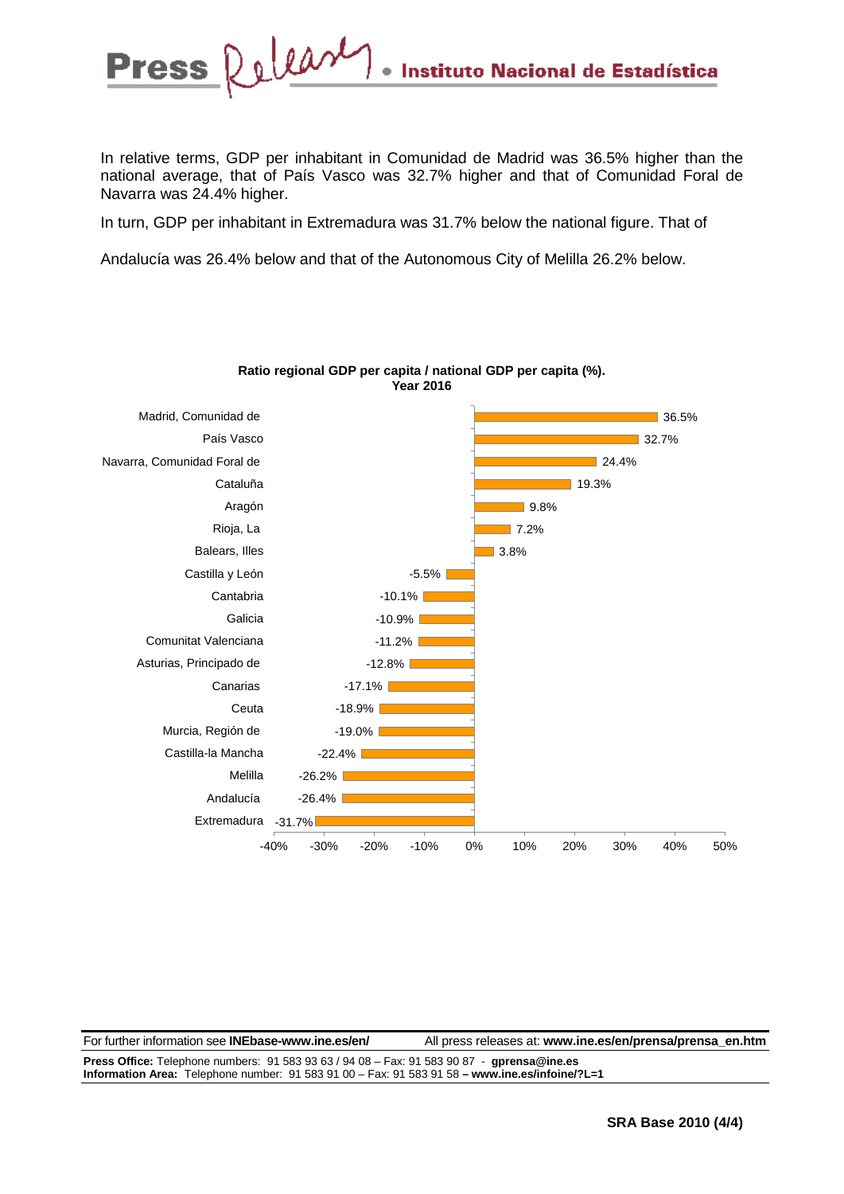In relative terms, GDP per inhabitant in Comunidad de Madrid was 36.5% higher than the national average, that of País Vasco was 32.7% higher and that of Comunidad Foral de Navarra was 24.4% higher.

In turn, GDP per inhabitant in Extremadura was 31.7% below the national figure. That of

Andalucía was 26.4% below and that of the Autonomous City of Melilla 26.2% below.

**Ratio regional GDP per capita / national GDP per capita (%). Year 2016**

Madrid, Comunidad de 36.5%
País Vasco 32.7%
Navarra, Comunidad Foral de 24.4%
Cataluña 19.3%
Aragón 9.8%
Rioja, La 7.2%
Balears, Illes 3.8%
Castilla y León -5.5%
Cantabria -10.1%
Galicia -10.9%
Comunitat Valenciana -11.2%
Asturias, Principado de -12.8%
Canarias -17.1%
Ceuta -18.9%
Murcia, Región de -19.0%
Castilla-la Mancha -22.4%
Melilla -26.2%
Andalucía -26.4%
Extremadura -31.7%

-40% -30% -20% -10% 0% 10% 20% 30% 40% 50%

For further information see **INEbase-www.ine.es/en/** All press releases at: **www.ine.es/en/prensa/prensa_en.htm**

**Press Office:** Telephone numbers: 91 583 93 63 / 94 08 – Fax: 91 583 90 87 - **gprensa@ine.es**
**Information Area:** Telephone number: 91 583 91 00 – Fax: 91 583 91 58 **– www.ine.es/infoine/?L=1**